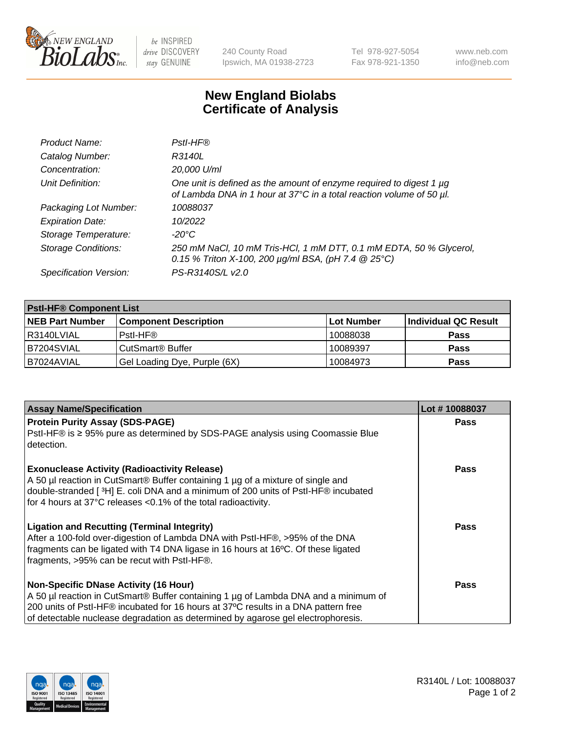New England BioLabs Inc. — be INSPIRED drive DISCOVERY stay GENUINE

240 County Road
Ipswich, MA 01938-2723

Tel 978-927-5054
Fax 978-921-1350

www.neb.com
info@neb.com

# New England Biolabs Certificate of Analysis

| | |
|---|---|
| *Product Name:* | *PstI-HF®* |
| *Catalog Number:* | *R3140L* |
| *Concentration:* | *20,000 U/ml* |
| *Unit Definition:* | *One unit is defined as the amount of enzyme required to digest 1 µg of Lambda DNA in 1 hour at 37°C in a total reaction volume of 50 µl.* |
| *Packaging Lot Number:* | *10088037* |
| *Expiration Date:* | *10/2022* |
| *Storage Temperature:* | *-20°C* |
| *Storage Conditions:* | *250 mM NaCl, 10 mM Tris-HCl, 1 mM DTT, 0.1 mM EDTA, 50 % Glycerol, 0.15 % Triton X-100, 200 µg/ml BSA, (pH 7.4 @ 25°C)* |
| *Specification Version:* | *PS-R3140S/L v2.0* |

| **PstI-HF® Component List** | | | |
|---|---|---|---|
| **NEB Part Number** | **Component Description** | **Lot Number** | **Individual QC Result** |
| R3140LVIAL | PstI-HF® | 10088038 | **Pass** |
| B7204SVIAL | CutSmart® Buffer | 10089397 | **Pass** |
| B7024AVIAL | Gel Loading Dye, Purple (6X) | 10084973 | **Pass** |

| **Assay Name/Specification** | **Lot # 10088037** |
|---|---|
| **Protein Purity Assay (SDS-PAGE)** PstI-HF® is ≥ 95% pure as determined by SDS-PAGE analysis using Coomassie Blue detection. | **Pass** |
| **Exonuclease Activity (Radioactivity Release)** A 50 µl reaction in CutSmart® Buffer containing 1 µg of a mixture of single and double-stranded [ $^3$H] E. coli DNA and a minimum of 200 units of PstI-HF® incubated for 4 hours at 37°C releases <0.1% of the total radioactivity. | **Pass** |
| **Ligation and Recutting (Terminal Integrity)** After a 100-fold over-digestion of Lambda DNA with PstI-HF®, >95% of the DNA fragments can be ligated with T4 DNA ligase in 16 hours at 16ºC. Of these ligated fragments, >95% can be recut with PstI-HF®. | **Pass** |
| **Non-Specific DNase Activity (16 Hour)** A 50 µl reaction in CutSmart® Buffer containing 1 µg of Lambda DNA and a minimum of 200 units of PstI-HF® incubated for 16 hours at 37ºC results in a DNA pattern free of detectable nuclease degradation as determined by agarose gel electrophoresis. | **Pass** |

ISO 9001 Registered Quality Management | ISO 13485 Registered Medical Devices | ISO 14001 Registered Environmental Management

R3140L / Lot: 10088037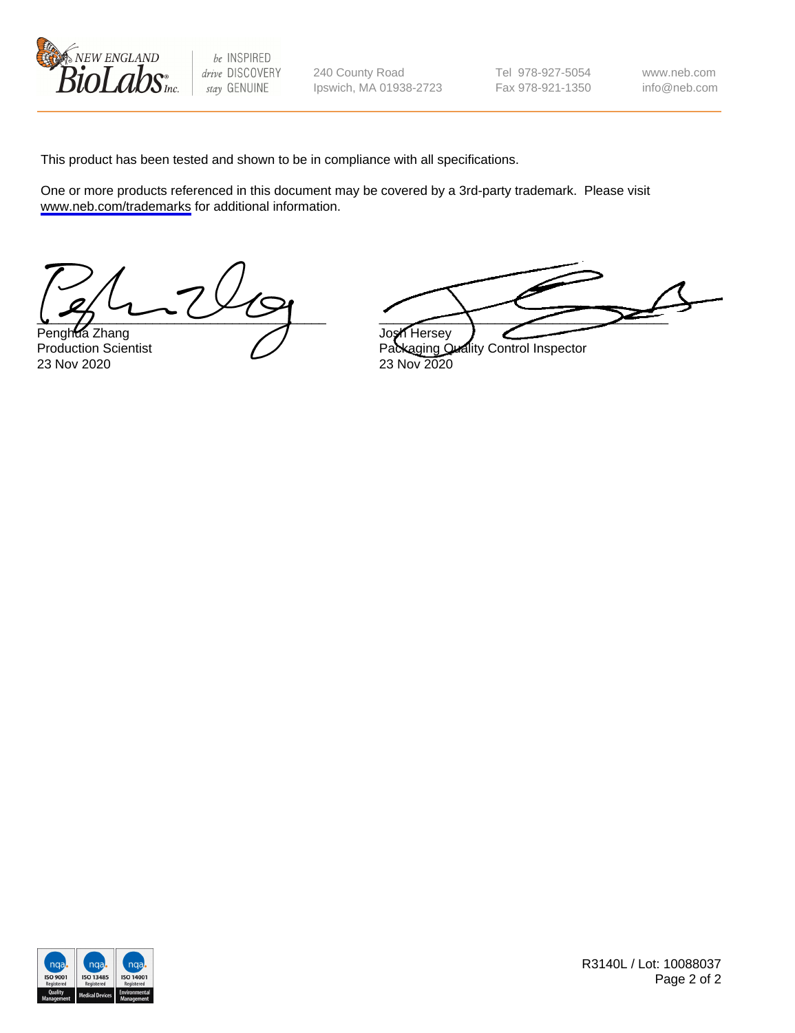This product has been tested and shown to be in compliance with all specifications.

One or more products referenced in this document may be covered by a 3rd-party trademark. Please visit www.neb.com/trademarks for additional information.

Penghua Zhang
Production Scientist
23 Nov 2020

Josh Hersey
Packaging Quality Control Inspector
23 Nov 2020

R3140L / Lot: 10088037